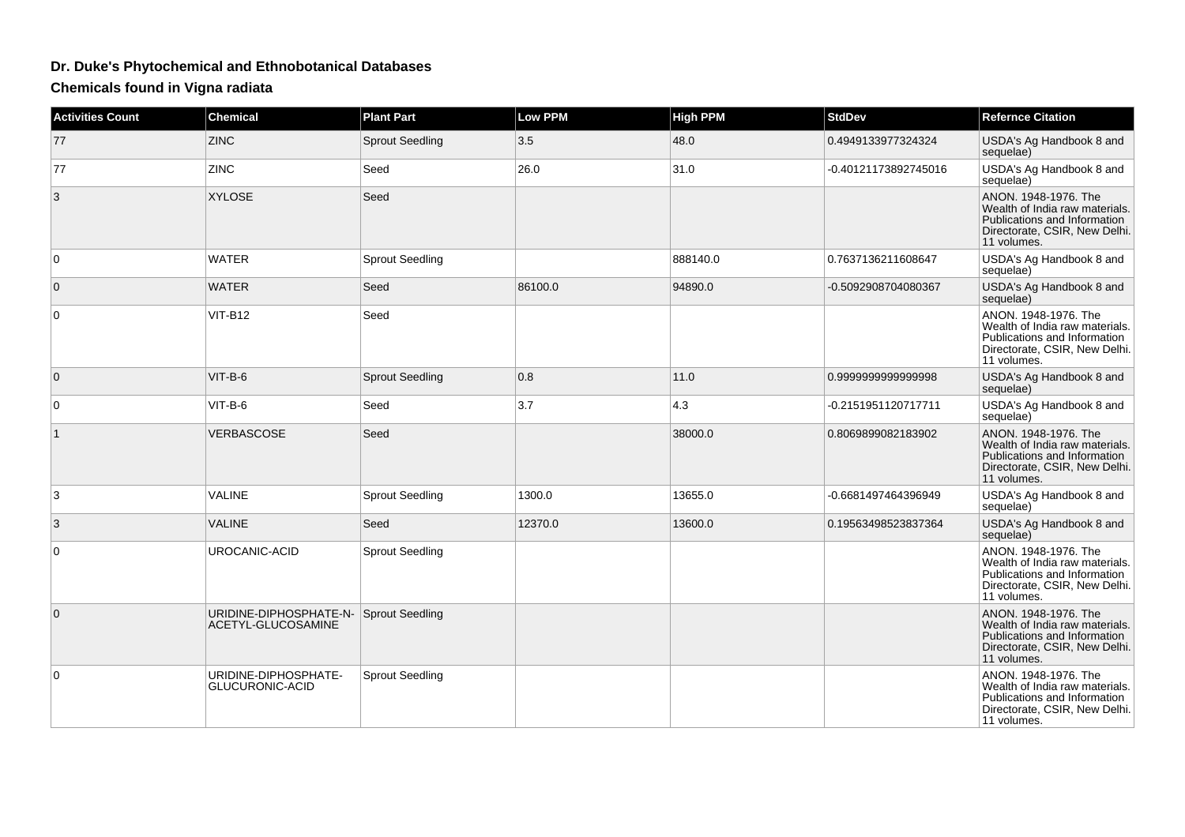# Dr. Duke's Phytochemical and Ethnobotanical Databases

## Chemicals found in Vigna radiata

| Activities Count | Chemical | Plant Part | Low PPM | High PPM | StdDev | Refernce Citation |
|---|---|---|---|---|---|---|
| 77 | ZINC | Sprout Seedling | 3.5 | 48.0 | 0.4949133977324324 | USDA's Ag Handbook 8 and sequelae) |
| 77 | ZINC | Seed | 26.0 | 31.0 | -0.40121173892745016 | USDA's Ag Handbook 8 and sequelae) |
| 3 | XYLOSE | Seed | | | | ANON. 1948-1976. The Wealth of India raw materials. Publications and Information Directorate, CSIR, New Delhi. 11 volumes. |
| 0 | WATER | Sprout Seedling | | 888140.0 | 0.7637136211608647 | USDA's Ag Handbook 8 and sequelae) |
| 0 | WATER | Seed | 86100.0 | 94890.0 | -0.5092908704080367 | USDA's Ag Handbook 8 and sequelae) |
| 0 | VIT-B12 | Seed | | | | ANON. 1948-1976. The Wealth of India raw materials. Publications and Information Directorate, CSIR, New Delhi. 11 volumes. |
| 0 | VIT-B-6 | Sprout Seedling | 0.8 | 11.0 | 0.9999999999999998 | USDA's Ag Handbook 8 and sequelae) |
| 0 | VIT-B-6 | Seed | 3.7 | 4.3 | -0.2151951120717711 | USDA's Ag Handbook 8 and sequelae) |
| 1 | VERBASCOSE | Seed | | 38000.0 | 0.8069899082183902 | ANON. 1948-1976. The Wealth of India raw materials. Publications and Information Directorate, CSIR, New Delhi. 11 volumes. |
| 3 | VALINE | Sprout Seedling | 1300.0 | 13655.0 | -0.6681497464396949 | USDA's Ag Handbook 8 and sequelae) |
| 3 | VALINE | Seed | 12370.0 | 13600.0 | 0.19563498523837364 | USDA's Ag Handbook 8 and sequelae) |
| 0 | UROCANIC-ACID | Sprout Seedling | | | | ANON. 1948-1976. The Wealth of India raw materials. Publications and Information Directorate, CSIR, New Delhi. 11 volumes. |
| 0 | URIDINE-DIPHOSPHATE-N-ACETYL-GLUCOSAMINE | Sprout Seedling | | | | ANON. 1948-1976. The Wealth of India raw materials. Publications and Information Directorate, CSIR, New Delhi. 11 volumes. |
| 0 | URIDINE-DIPHOSPHATE-GLUCURONIC-ACID | Sprout Seedling | | | | ANON. 1948-1976. The Wealth of India raw materials. Publications and Information Directorate, CSIR, New Delhi. 11 volumes. |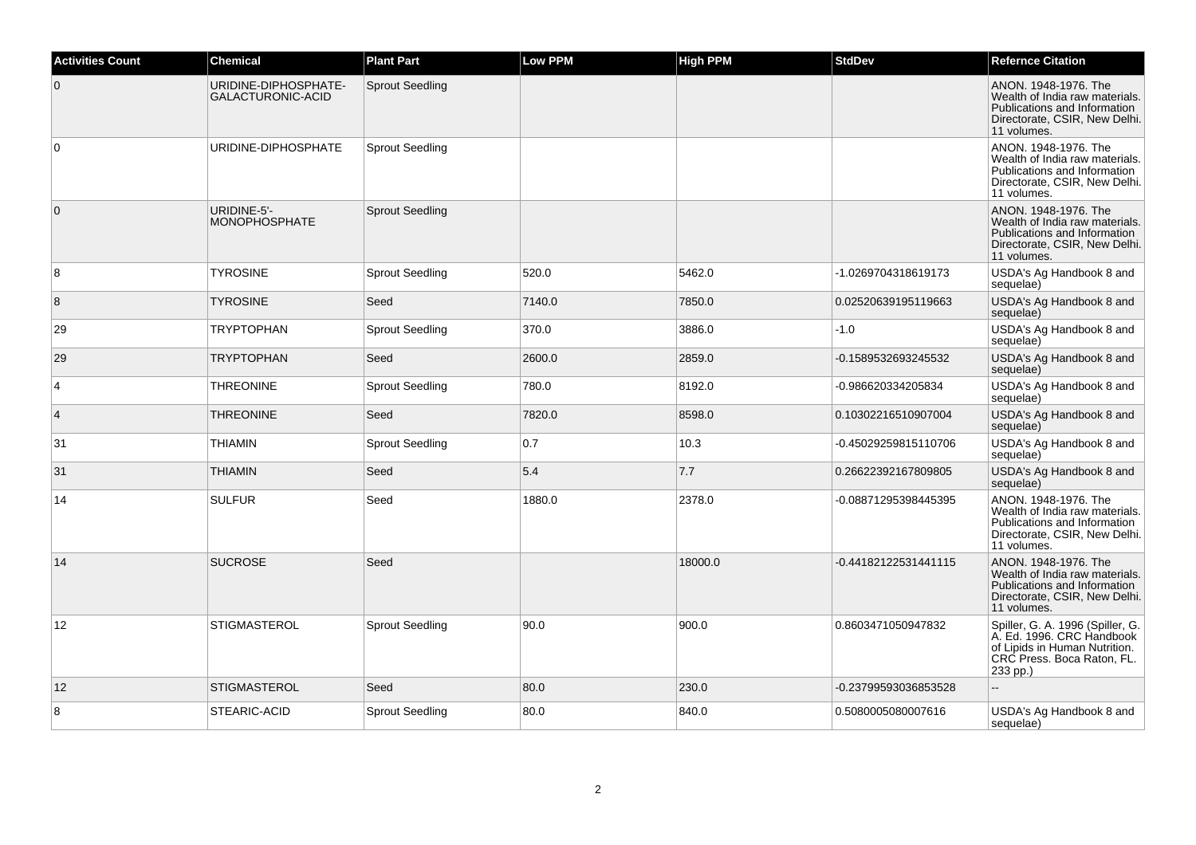| Activities Count | Chemical | Plant Part | Low PPM | High PPM | StdDev | Refernce Citation |
| --- | --- | --- | --- | --- | --- | --- |
| 0 | URIDINE-DIPHOSPHATE-GALACTURONIC-ACID | Sprout Seedling | | | | ANON. 1948-1976. The Wealth of India raw materials. Publications and Information Directorate, CSIR, New Delhi. 11 volumes. |
| 0 | URIDINE-DIPHOSPHATE | Sprout Seedling | | | | ANON. 1948-1976. The Wealth of India raw materials. Publications and Information Directorate, CSIR, New Delhi. 11 volumes. |
| 0 | URIDINE-5'-MONOPHOSPHATE | Sprout Seedling | | | | ANON. 1948-1976. The Wealth of India raw materials. Publications and Information Directorate, CSIR, New Delhi. 11 volumes. |
| 8 | TYROSINE | Sprout Seedling | 520.0 | 5462.0 | -1.0269704318619173 | USDA's Ag Handbook 8 and sequelae) |
| 8 | TYROSINE | Seed | 7140.0 | 7850.0 | 0.02520639195119663 | USDA's Ag Handbook 8 and sequelae) |
| 29 | TRYPTOPHAN | Sprout Seedling | 370.0 | 3886.0 | -1.0 | USDA's Ag Handbook 8 and sequelae) |
| 29 | TRYPTOPHAN | Seed | 2600.0 | 2859.0 | -0.1589532693245532 | USDA's Ag Handbook 8 and sequelae) |
| 4 | THREONINE | Sprout Seedling | 780.0 | 8192.0 | -0.986620334205834 | USDA's Ag Handbook 8 and sequelae) |
| 4 | THREONINE | Seed | 7820.0 | 8598.0 | 0.10302216510907004 | USDA's Ag Handbook 8 and sequelae) |
| 31 | THIAMIN | Sprout Seedling | 0.7 | 10.3 | -0.45029259815110706 | USDA's Ag Handbook 8 and sequelae) |
| 31 | THIAMIN | Seed | 5.4 | 7.7 | 0.26622392167809805 | USDA's Ag Handbook 8 and sequelae) |
| 14 | SULFUR | Seed | 1880.0 | 2378.0 | -0.08871295398445395 | ANON. 1948-1976. The Wealth of India raw materials. Publications and Information Directorate, CSIR, New Delhi. 11 volumes. |
| 14 | SUCROSE | Seed | | 18000.0 | -0.44182122531441115 | ANON. 1948-1976. The Wealth of India raw materials. Publications and Information Directorate, CSIR, New Delhi. 11 volumes. |
| 12 | STIGMASTEROL | Sprout Seedling | 90.0 | 900.0 | 0.8603471050947832 | Spiller, G. A. 1996 (Spiller, G. A. Ed. 1996. CRC Handbook of Lipids in Human Nutrition. CRC Press. Boca Raton, FL. 233 pp.) |
| 12 | STIGMASTEROL | Seed | 80.0 | 230.0 | -0.23799593036853528 | -- |
| 8 | STEARIC-ACID | Sprout Seedling | 80.0 | 840.0 | 0.5080005080007616 | USDA's Ag Handbook 8 and sequelae) |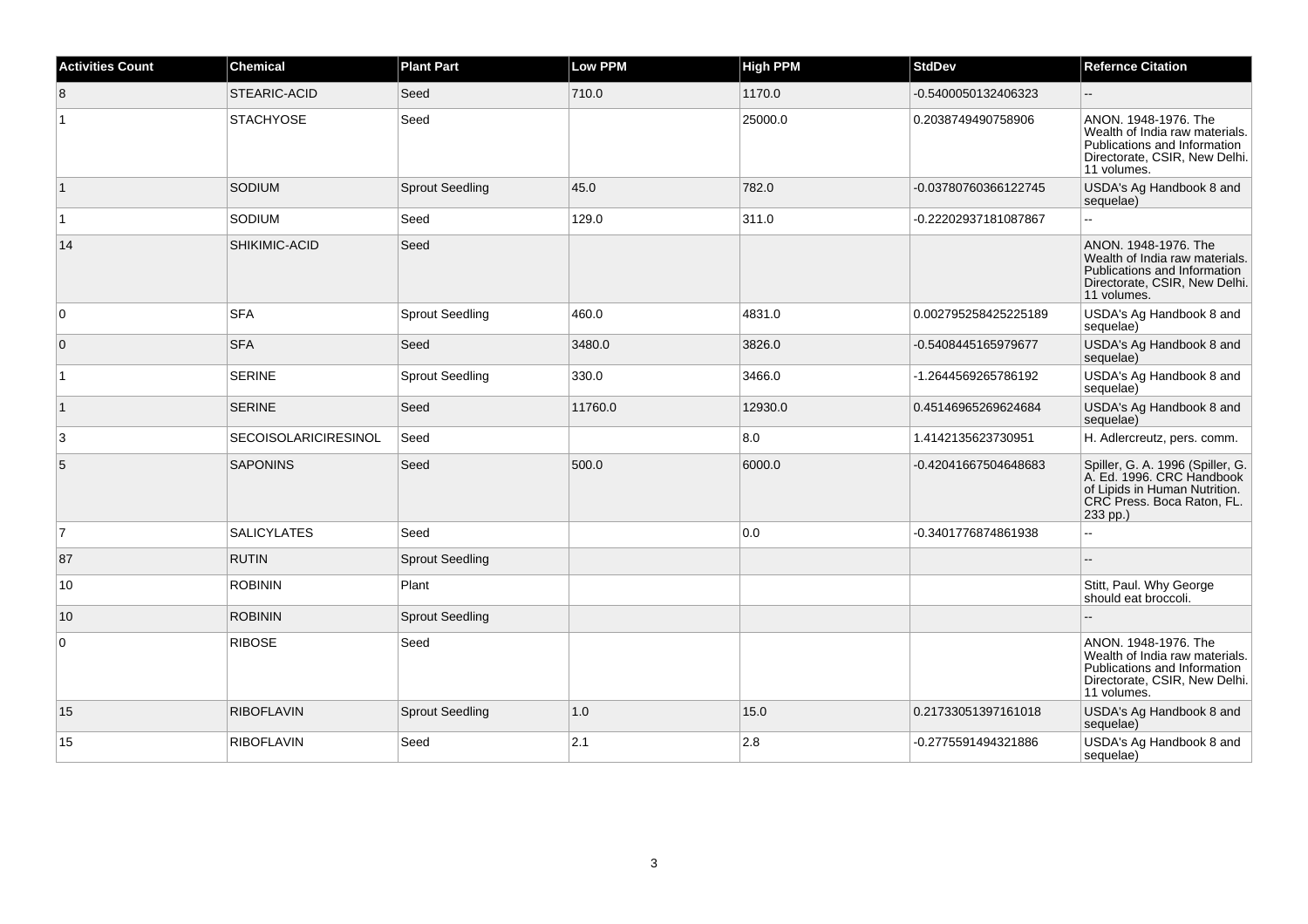| Activities Count | Chemical | Plant Part | Low PPM | High PPM | StdDev | Refernce Citation |
| --- | --- | --- | --- | --- | --- | --- |
| 8 | STEARIC-ACID | Seed | 710.0 | 1170.0 | -0.5400050132406323 | -- |
| 1 | STACHYOSE | Seed | | 25000.0 | 0.2038749490758906 | ANON. 1948-1976. The Wealth of India raw materials. Publications and Information Directorate, CSIR, New Delhi. 11 volumes. |
| 1 | SODIUM | Sprout Seedling | 45.0 | 782.0 | -0.03780760366122745 | USDA's Ag Handbook 8 and sequelae) |
| 1 | SODIUM | Seed | 129.0 | 311.0 | -0.22202937181087867 | -- |
| 14 | SHIKIMIC-ACID | Seed | | | | ANON. 1948-1976. The Wealth of India raw materials. Publications and Information Directorate, CSIR, New Delhi. 11 volumes. |
| 0 | SFA | Sprout Seedling | 460.0 | 4831.0 | 0.002795258425225189 | USDA's Ag Handbook 8 and sequelae) |
| 0 | SFA | Seed | 3480.0 | 3826.0 | -0.5408445165979677 | USDA's Ag Handbook 8 and sequelae) |
| 1 | SERINE | Sprout Seedling | 330.0 | 3466.0 | -1.2644569265786192 | USDA's Ag Handbook 8 and sequelae) |
| 1 | SERINE | Seed | 11760.0 | 12930.0 | 0.45146965269624684 | USDA's Ag Handbook 8 and sequelae) |
| 3 | SECOISOLARICIRESINOL | Seed | | 8.0 | 1.4142135623730951 | H. Adlercreutz, pers. comm. |
| 5 | SAPONINS | Seed | 500.0 | 6000.0 | -0.42041667504648683 | Spiller, G. A. 1996 (Spiller, G. A. Ed. 1996. CRC Handbook of Lipids in Human Nutrition. CRC Press. Boca Raton, FL. 233 pp.) |
| 7 | SALICYLATES | Seed | | 0.0 | -0.3401776874861938 | -- |
| 87 | RUTIN | Sprout Seedling | | | | -- |
| 10 | ROBININ | Plant | | | | Stitt, Paul. Why George should eat broccoli. |
| 10 | ROBININ | Sprout Seedling | | | | -- |
| 0 | RIBOSE | Seed | | | | ANON. 1948-1976. The Wealth of India raw materials. Publications and Information Directorate, CSIR, New Delhi. 11 volumes. |
| 15 | RIBOFLAVIN | Sprout Seedling | 1.0 | 15.0 | 0.21733051397161018 | USDA's Ag Handbook 8 and sequelae) |
| 15 | RIBOFLAVIN | Seed | 2.1 | 2.8 | -0.2775591494321886 | USDA's Ag Handbook 8 and sequelae) |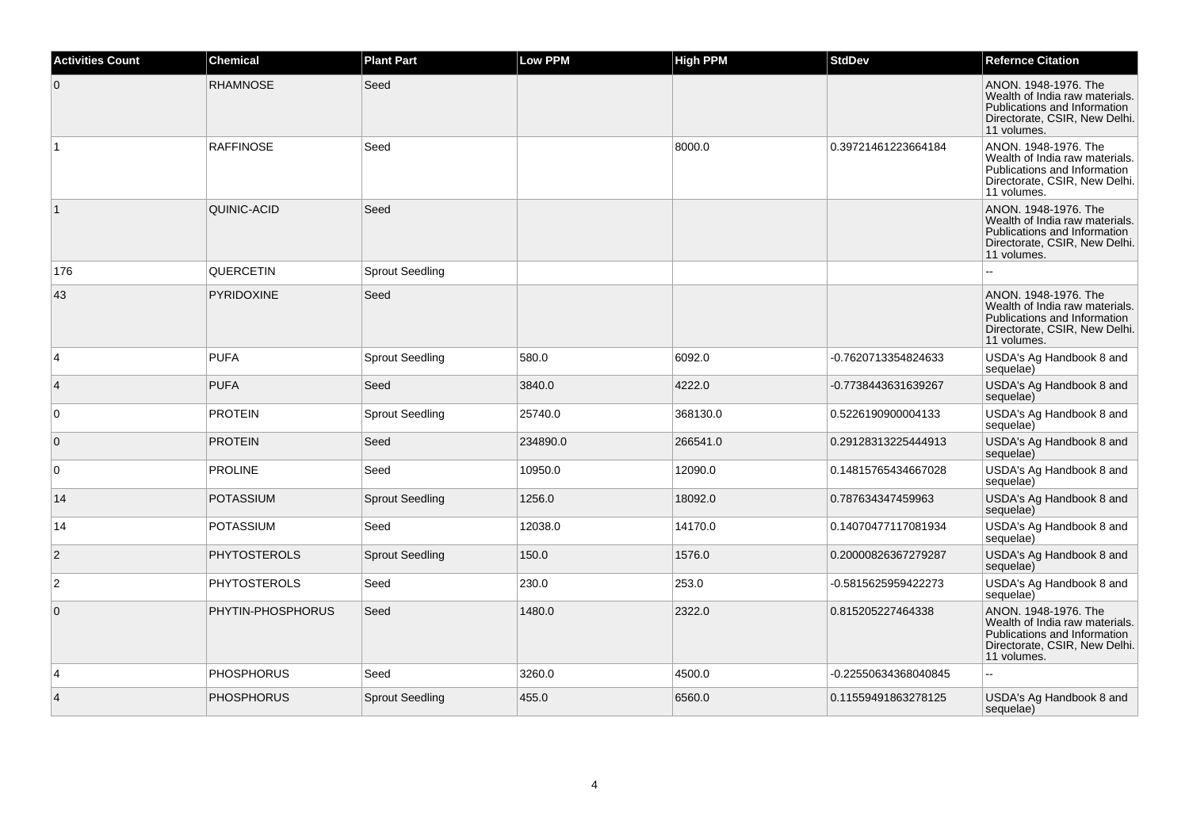| Activities Count | Chemical | Plant Part | Low PPM | High PPM | StdDev | Refernce Citation |
| --- | --- | --- | --- | --- | --- | --- |
| 0 | RHAMNOSE | Seed | | | | ANON. 1948-1976. The Wealth of India raw materials. Publications and Information Directorate, CSIR, New Delhi. 11 volumes. |
| 1 | RAFFINOSE | Seed | | 8000.0 | 0.39721461223664184 | ANON. 1948-1976. The Wealth of India raw materials. Publications and Information Directorate, CSIR, New Delhi. 11 volumes. |
| 1 | QUINIC-ACID | Seed | | | | ANON. 1948-1976. The Wealth of India raw materials. Publications and Information Directorate, CSIR, New Delhi. 11 volumes. |
| 176 | QUERCETIN | Sprout Seedling | | | | -- |
| 43 | PYRIDOXINE | Seed | | | | ANON. 1948-1976. The Wealth of India raw materials. Publications and Information Directorate, CSIR, New Delhi. 11 volumes. |
| 4 | PUFA | Sprout Seedling | 580.0 | 6092.0 | -0.7620713354824633 | USDA's Ag Handbook 8 and sequelae) |
| 4 | PUFA | Seed | 3840.0 | 4222.0 | -0.7738443631639267 | USDA's Ag Handbook 8 and sequelae) |
| 0 | PROTEIN | Sprout Seedling | 25740.0 | 368130.0 | 0.5226190900004133 | USDA's Ag Handbook 8 and sequelae) |
| 0 | PROTEIN | Seed | 234890.0 | 266541.0 | 0.29128313225444913 | USDA's Ag Handbook 8 and sequelae) |
| 0 | PROLINE | Seed | 10950.0 | 12090.0 | 0.14815765434667028 | USDA's Ag Handbook 8 and sequelae) |
| 14 | POTASSIUM | Sprout Seedling | 1256.0 | 18092.0 | 0.787634347459963 | USDA's Ag Handbook 8 and sequelae) |
| 14 | POTASSIUM | Seed | 12038.0 | 14170.0 | 0.14070477117081934 | USDA's Ag Handbook 8 and sequelae) |
| 2 | PHYTOSTEROLS | Sprout Seedling | 150.0 | 1576.0 | 0.20000826367279287 | USDA's Ag Handbook 8 and sequelae) |
| 2 | PHYTOSTEROLS | Seed | 230.0 | 253.0 | -0.5815625959422273 | USDA's Ag Handbook 8 and sequelae) |
| 0 | PHYTIN-PHOSPHORUS | Seed | 1480.0 | 2322.0 | 0.815205227464338 | ANON. 1948-1976. The Wealth of India raw materials. Publications and Information Directorate, CSIR, New Delhi. 11 volumes. |
| 4 | PHOSPHORUS | Seed | 3260.0 | 4500.0 | -0.22550634368040845 | -- |
| 4 | PHOSPHORUS | Sprout Seedling | 455.0 | 6560.0 | 0.11559491863278125 | USDA's Ag Handbook 8 and sequelae) |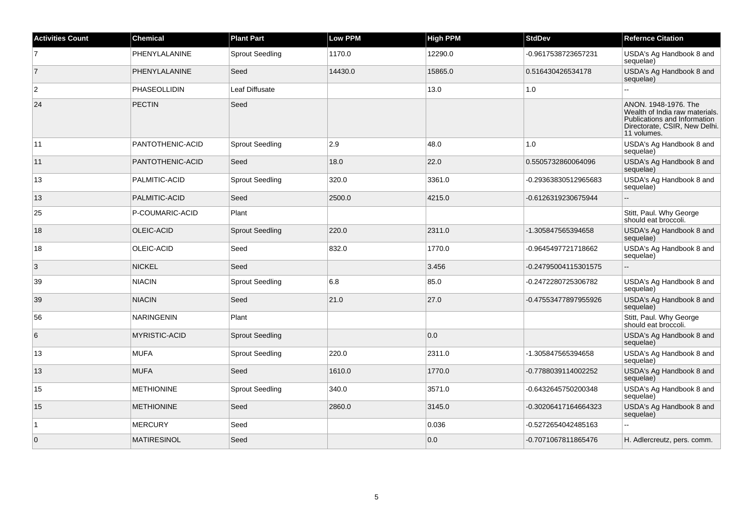| Activities Count | Chemical | Plant Part | Low PPM | High PPM | StdDev | Refernce Citation |
|---|---|---|---|---|---|---|
| 7 | PHENYLALANINE | Sprout Seedling | 1170.0 | 12290.0 | -0.9617538723657231 | USDA's Ag Handbook 8 and sequelae) |
| 7 | PHENYLALANINE | Seed | 14430.0 | 15865.0 | 0.516430426534178 | USDA's Ag Handbook 8 and sequelae) |
| 2 | PHASEOLLIDIN | Leaf Diffusate | | 13.0 | 1.0 | -- |
| 24 | PECTIN | Seed | | | | ANON. 1948-1976. The Wealth of India raw materials. Publications and Information Directorate, CSIR, New Delhi. 11 volumes. |
| 11 | PANTOTHENIC-ACID | Sprout Seedling | 2.9 | 48.0 | 1.0 | USDA's Ag Handbook 8 and sequelae) |
| 11 | PANTOTHENIC-ACID | Seed | 18.0 | 22.0 | 0.5505732860064096 | USDA's Ag Handbook 8 and sequelae) |
| 13 | PALMITIC-ACID | Sprout Seedling | 320.0 | 3361.0 | -0.29363830512965683 | USDA's Ag Handbook 8 and sequelae) |
| 13 | PALMITIC-ACID | Seed | 2500.0 | 4215.0 | -0.6126319230675944 | -- |
| 25 | P-COUMARIC-ACID | Plant | | | | Stitt, Paul. Why George should eat broccoli. |
| 18 | OLEIC-ACID | Sprout Seedling | 220.0 | 2311.0 | -1.305847565394658 | USDA's Ag Handbook 8 and sequelae) |
| 18 | OLEIC-ACID | Seed | 832.0 | 1770.0 | -0.9645497721718662 | USDA's Ag Handbook 8 and sequelae) |
| 3 | NICKEL | Seed | | 3.456 | -0.24795004115301575 | -- |
| 39 | NIACIN | Sprout Seedling | 6.8 | 85.0 | -0.2472280725306782 | USDA's Ag Handbook 8 and sequelae) |
| 39 | NIACIN | Seed | 21.0 | 27.0 | -0.47553477897955926 | USDA's Ag Handbook 8 and sequelae) |
| 56 | NARINGENIN | Plant | | | | Stitt, Paul. Why George should eat broccoli. |
| 6 | MYRISTIC-ACID | Sprout Seedling | | 0.0 | | USDA's Ag Handbook 8 and sequelae) |
| 13 | MUFA | Sprout Seedling | 220.0 | 2311.0 | -1.305847565394658 | USDA's Ag Handbook 8 and sequelae) |
| 13 | MUFA | Seed | 1610.0 | 1770.0 | -0.7788039114002252 | USDA's Ag Handbook 8 and sequelae) |
| 15 | METHIONINE | Sprout Seedling | 340.0 | 3571.0 | -0.6432645750200348 | USDA's Ag Handbook 8 and sequelae) |
| 15 | METHIONINE | Seed | 2860.0 | 3145.0 | -0.30206417164664323 | USDA's Ag Handbook 8 and sequelae) |
| 1 | MERCURY | Seed | | 0.036 | -0.5272654042485163 | -- |
| 0 | MATIRESINOL | Seed | | 0.0 | -0.7071067811865476 | H. Adlercreutz, pers. comm. |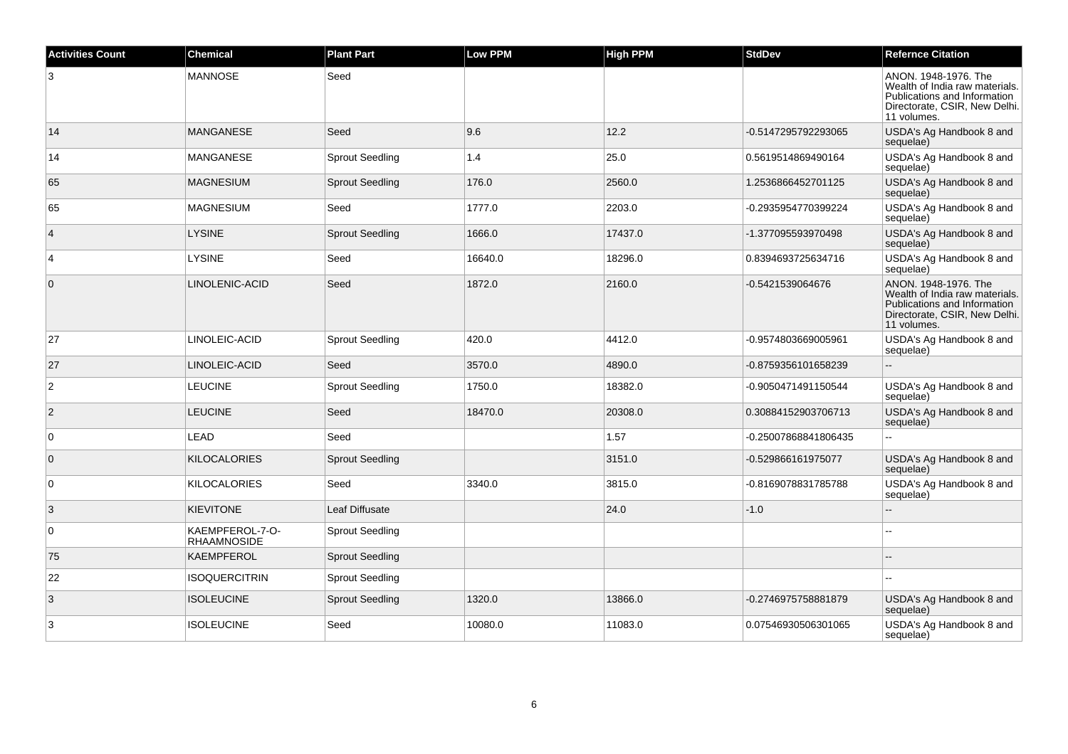| Activities Count | Chemical | Plant Part | Low PPM | High PPM | StdDev | Refernce Citation |
|---|---|---|---|---|---|---|
| 3 | MANNOSE | Seed | | | | ANON. 1948-1976. The Wealth of India raw materials. Publications and Information Directorate, CSIR, New Delhi. 11 volumes. |
| 14 | MANGANESE | Seed | 9.6 | 12.2 | -0.5147295792293065 | USDA's Ag Handbook 8 and sequelae) |
| 14 | MANGANESE | Sprout Seedling | 1.4 | 25.0 | 0.5619514869490164 | USDA's Ag Handbook 8 and sequelae) |
| 65 | MAGNESIUM | Sprout Seedling | 176.0 | 2560.0 | 1.2536866452701125 | USDA's Ag Handbook 8 and sequelae) |
| 65 | MAGNESIUM | Seed | 1777.0 | 2203.0 | -0.2935954770399224 | USDA's Ag Handbook 8 and sequelae) |
| 4 | LYSINE | Sprout Seedling | 1666.0 | 17437.0 | -1.377095593970498 | USDA's Ag Handbook 8 and sequelae) |
| 4 | LYSINE | Seed | 16640.0 | 18296.0 | 0.8394693725634716 | USDA's Ag Handbook 8 and sequelae) |
| 0 | LINOLENIC-ACID | Seed | 1872.0 | 2160.0 | -0.5421539064676 | ANON. 1948-1976. The Wealth of India raw materials. Publications and Information Directorate, CSIR, New Delhi. 11 volumes. |
| 27 | LINOLEIC-ACID | Sprout Seedling | 420.0 | 4412.0 | -0.9574803669005961 | USDA's Ag Handbook 8 and sequelae) |
| 27 | LINOLEIC-ACID | Seed | 3570.0 | 4890.0 | -0.8759356101658239 | -- |
| 2 | LEUCINE | Sprout Seedling | 1750.0 | 18382.0 | -0.9050471491150544 | USDA's Ag Handbook 8 and sequelae) |
| 2 | LEUCINE | Seed | 18470.0 | 20308.0 | 0.30884152903706713 | USDA's Ag Handbook 8 and sequelae) |
| 0 | LEAD | Seed | | 1.57 | -0.25007868841806435 | -- |
| 0 | KILOCALORIES | Sprout Seedling | | 3151.0 | -0.529866161975077 | USDA's Ag Handbook 8 and sequelae) |
| 0 | KILOCALORIES | Seed | 3340.0 | 3815.0 | -0.8169078831785788 | USDA's Ag Handbook 8 and sequelae) |
| 3 | KIEVITONE | Leaf Diffusate | | 24.0 | -1.0 | -- |
| 0 | KAEMPFEROL-7-O-RHAAMNOSIDE | Sprout Seedling | | | | -- |
| 75 | KAEMPFEROL | Sprout Seedling | | | | -- |
| 22 | ISOQUERCITRIN | Sprout Seedling | | | | -- |
| 3 | ISOLEUCINE | Sprout Seedling | 1320.0 | 13866.0 | -0.2746975758881879 | USDA's Ag Handbook 8 and sequelae) |
| 3 | ISOLEUCINE | Seed | 10080.0 | 11083.0 | 0.07546930506301065 | USDA's Ag Handbook 8 and sequelae) |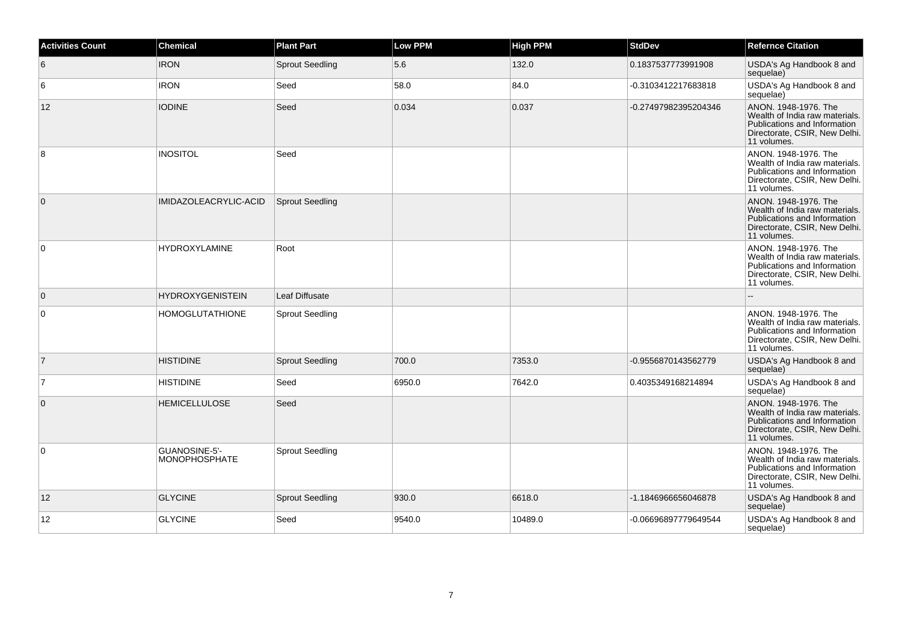| Activities Count | Chemical | Plant Part | Low PPM | High PPM | StdDev | Refernce Citation |
|---|---|---|---|---|---|---|
| 6 | IRON | Sprout Seedling | 5.6 | 132.0 | 0.1837537773991908 | USDA's Ag Handbook 8 and sequelae) |
| 6 | IRON | Seed | 58.0 | 84.0 | -0.3103412217683818 | USDA's Ag Handbook 8 and sequelae) |
| 12 | IODINE | Seed | 0.034 | 0.037 | -0.27497982395204346 | ANON. 1948-1976. The Wealth of India raw materials. Publications and Information Directorate, CSIR, New Delhi. 11 volumes. |
| 8 | INOSITOL | Seed | | | | ANON. 1948-1976. The Wealth of India raw materials. Publications and Information Directorate, CSIR, New Delhi. 11 volumes. |
| 0 | IMIDAZOLEACRYLIC-ACID | Sprout Seedling | | | | ANON. 1948-1976. The Wealth of India raw materials. Publications and Information Directorate, CSIR, New Delhi. 11 volumes. |
| 0 | HYDROXYLAMINE | Root | | | | ANON. 1948-1976. The Wealth of India raw materials. Publications and Information Directorate, CSIR, New Delhi. 11 volumes. |
| 0 | HYDROXYGENISTEIN | Leaf Diffusate | | | | -- |
| 0 | HOMOGLUTATHIONE | Sprout Seedling | | | | ANON. 1948-1976. The Wealth of India raw materials. Publications and Information Directorate, CSIR, New Delhi. 11 volumes. |
| 7 | HISTIDINE | Sprout Seedling | 700.0 | 7353.0 | -0.9556870143562779 | USDA's Ag Handbook 8 and sequelae) |
| 7 | HISTIDINE | Seed | 6950.0 | 7642.0 | 0.4035349168214894 | USDA's Ag Handbook 8 and sequelae) |
| 0 | HEMICELLULOSE | Seed | | | | ANON. 1948-1976. The Wealth of India raw materials. Publications and Information Directorate, CSIR, New Delhi. 11 volumes. |
| 0 | GUANOSINE-5'-MONOPHOSPHATE | Sprout Seedling | | | | ANON. 1948-1976. The Wealth of India raw materials. Publications and Information Directorate, CSIR, New Delhi. 11 volumes. |
| 12 | GLYCINE | Sprout Seedling | 930.0 | 6618.0 | -1.1846966656046878 | USDA's Ag Handbook 8 and sequelae) |
| 12 | GLYCINE | Seed | 9540.0 | 10489.0 | -0.06696897779649544 | USDA's Ag Handbook 8 and sequelae) |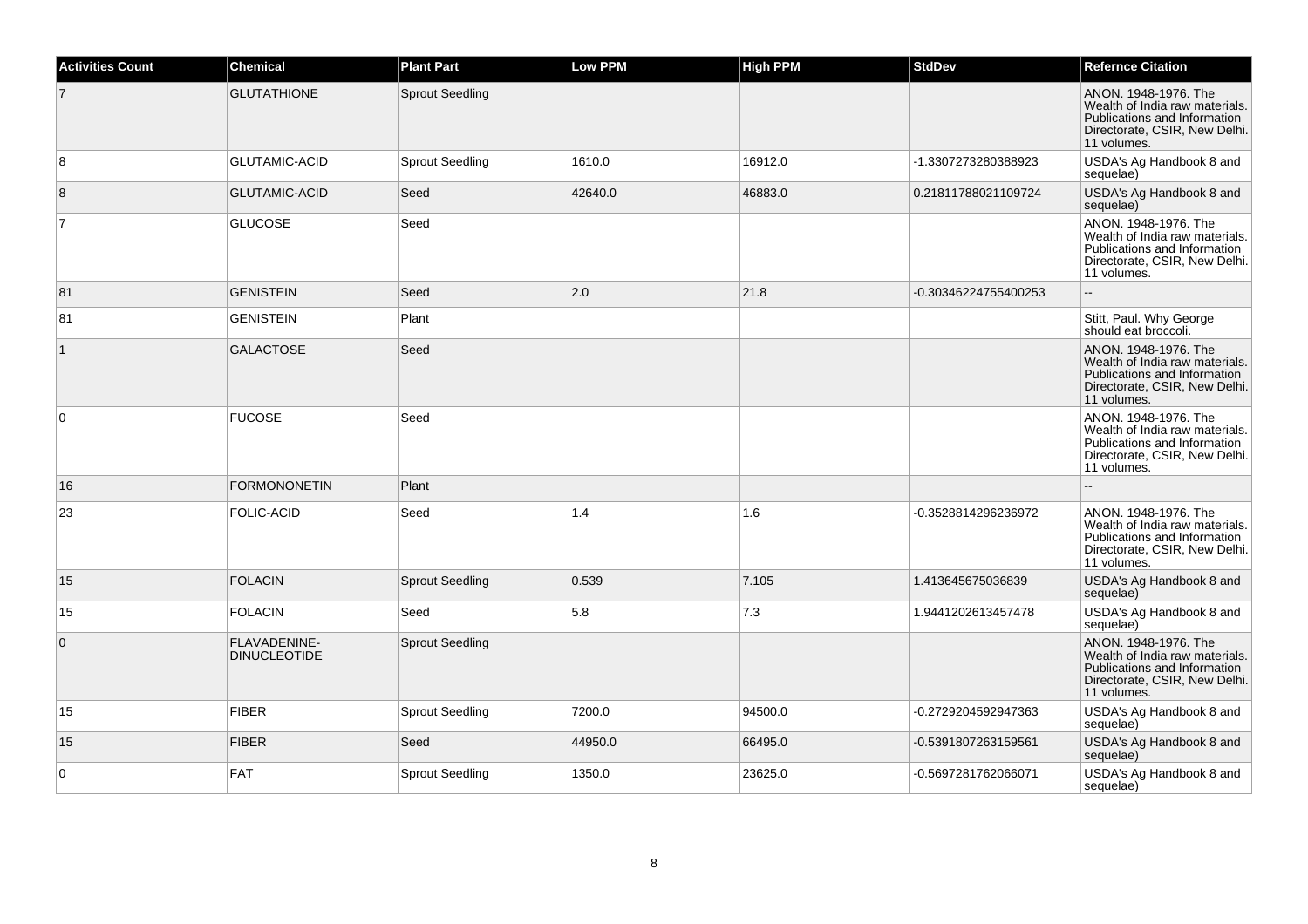| Activities Count | Chemical | Plant Part | Low PPM | High PPM | StdDev | Refernce Citation |
|---|---|---|---|---|---|---|
| 7 | GLUTATHIONE | Sprout Seedling | | | | ANON. 1948-1976. The Wealth of India raw materials. Publications and Information Directorate, CSIR, New Delhi. 11 volumes. |
| 8 | GLUTAMIC-ACID | Sprout Seedling | 1610.0 | 16912.0 | -1.3307273280388923 | USDA's Ag Handbook 8 and sequelae) |
| 8 | GLUTAMIC-ACID | Seed | 42640.0 | 46883.0 | 0.21811788021109724 | USDA's Ag Handbook 8 and sequelae) |
| 7 | GLUCOSE | Seed | | | | ANON. 1948-1976. The Wealth of India raw materials. Publications and Information Directorate, CSIR, New Delhi. 11 volumes. |
| 81 | GENISTEIN | Seed | 2.0 | 21.8 | -0.30346224755400253 | -- |
| 81 | GENISTEIN | Plant | | | | Stitt, Paul. Why George should eat broccoli. |
| 1 | GALACTOSE | Seed | | | | ANON. 1948-1976. The Wealth of India raw materials. Publications and Information Directorate, CSIR, New Delhi. 11 volumes. |
| 0 | FUCOSE | Seed | | | | ANON. 1948-1976. The Wealth of India raw materials. Publications and Information Directorate, CSIR, New Delhi. 11 volumes. |
| 16 | FORMONONETIN | Plant | | | | -- |
| 23 | FOLIC-ACID | Seed | 1.4 | 1.6 | -0.3528814296236972 | ANON. 1948-1976. The Wealth of India raw materials. Publications and Information Directorate, CSIR, New Delhi. 11 volumes. |
| 15 | FOLACIN | Sprout Seedling | 0.539 | 7.105 | 1.413645675036839 | USDA's Ag Handbook 8 and sequelae) |
| 15 | FOLACIN | Seed | 5.8 | 7.3 | 1.9441202613457478 | USDA's Ag Handbook 8 and sequelae) |
| 0 | FLAVADENINE-DINUCLEOTIDE | Sprout Seedling | | | | ANON. 1948-1976. The Wealth of India raw materials. Publications and Information Directorate, CSIR, New Delhi. 11 volumes. |
| 15 | FIBER | Sprout Seedling | 7200.0 | 94500.0 | -0.2729204592947363 | USDA's Ag Handbook 8 and sequelae) |
| 15 | FIBER | Seed | 44950.0 | 66495.0 | -0.5391807263159561 | USDA's Ag Handbook 8 and sequelae) |
| 0 | FAT | Sprout Seedling | 1350.0 | 23625.0 | -0.5697281762066071 | USDA's Ag Handbook 8 and sequelae) |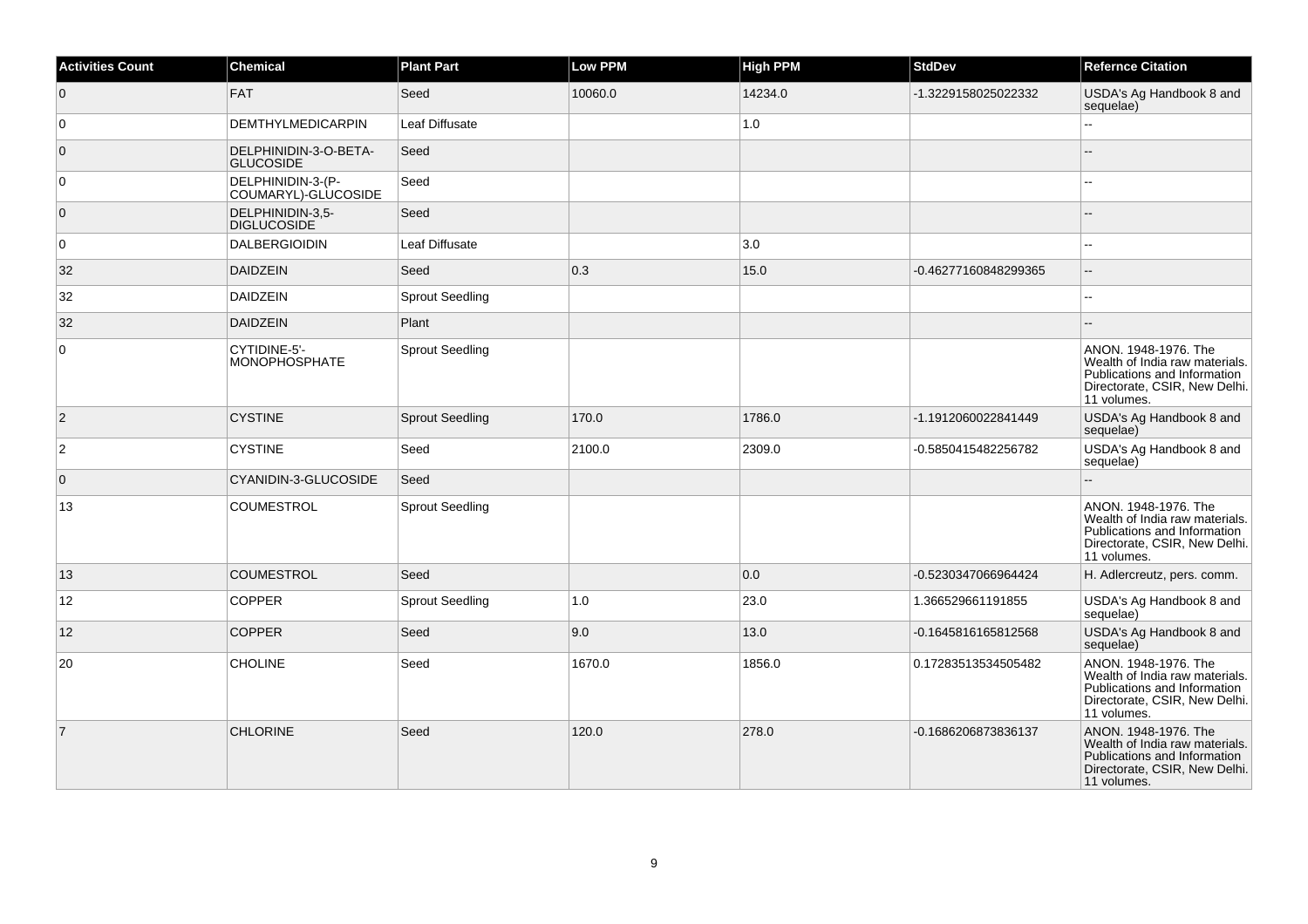| Activities Count | Chemical | Plant Part | Low PPM | High PPM | StdDev | Refernce Citation |
| --- | --- | --- | --- | --- | --- | --- |
| 0 | FAT | Seed | 10060.0 | 14234.0 | -1.3229158025022332 | USDA's Ag Handbook 8 and sequelae) |
| 0 | DEMTHYLMEDICARPIN | Leaf Diffusate | | 1.0 | | -- |
| 0 | DELPHINIDIN-3-O-BETA-GLUCOSIDE | Seed | | | | -- |
| 0 | DELPHINIDIN-3-(P-COUMARYL)-GLUCOSIDE | Seed | | | | -- |
| 0 | DELPHINIDIN-3,5-DIGLUCOSIDE | Seed | | | | -- |
| 0 | DALBERGIOIDIN | Leaf Diffusate | | 3.0 | | -- |
| 32 | DAIDZEIN | Seed | 0.3 | 15.0 | -0.46277160848299365 | -- |
| 32 | DAIDZEIN | Sprout Seedling | | | | -- |
| 32 | DAIDZEIN | Plant | | | | -- |
| 0 | CYTIDINE-5'-MONOPHOSPHATE | Sprout Seedling | | | | ANON. 1948-1976. The Wealth of India raw materials. Publications and Information Directorate, CSIR, New Delhi. 11 volumes. |
| 2 | CYSTINE | Sprout Seedling | 170.0 | 1786.0 | -1.1912060022841449 | USDA's Ag Handbook 8 and sequelae) |
| 2 | CYSTINE | Seed | 2100.0 | 2309.0 | -0.5850415482256782 | USDA's Ag Handbook 8 and sequelae) |
| 0 | CYANIDIN-3-GLUCOSIDE | Seed | | | | -- |
| 13 | COUMESTROL | Sprout Seedling | | | | ANON. 1948-1976. The Wealth of India raw materials. Publications and Information Directorate, CSIR, New Delhi. 11 volumes. |
| 13 | COUMESTROL | Seed | | 0.0 | -0.5230347066964424 | H. Adlercreutz, pers. comm. |
| 12 | COPPER | Sprout Seedling | 1.0 | 23.0 | 1.366529661191855 | USDA's Ag Handbook 8 and sequelae) |
| 12 | COPPER | Seed | 9.0 | 13.0 | -0.1645816165812568 | USDA's Ag Handbook 8 and sequelae) |
| 20 | CHOLINE | Seed | 1670.0 | 1856.0 | 0.17283513534505482 | ANON. 1948-1976. The Wealth of India raw materials. Publications and Information Directorate, CSIR, New Delhi. 11 volumes. |
| 7 | CHLORINE | Seed | 120.0 | 278.0 | -0.1686206873836137 | ANON. 1948-1976. The Wealth of India raw materials. Publications and Information Directorate, CSIR, New Delhi. 11 volumes. |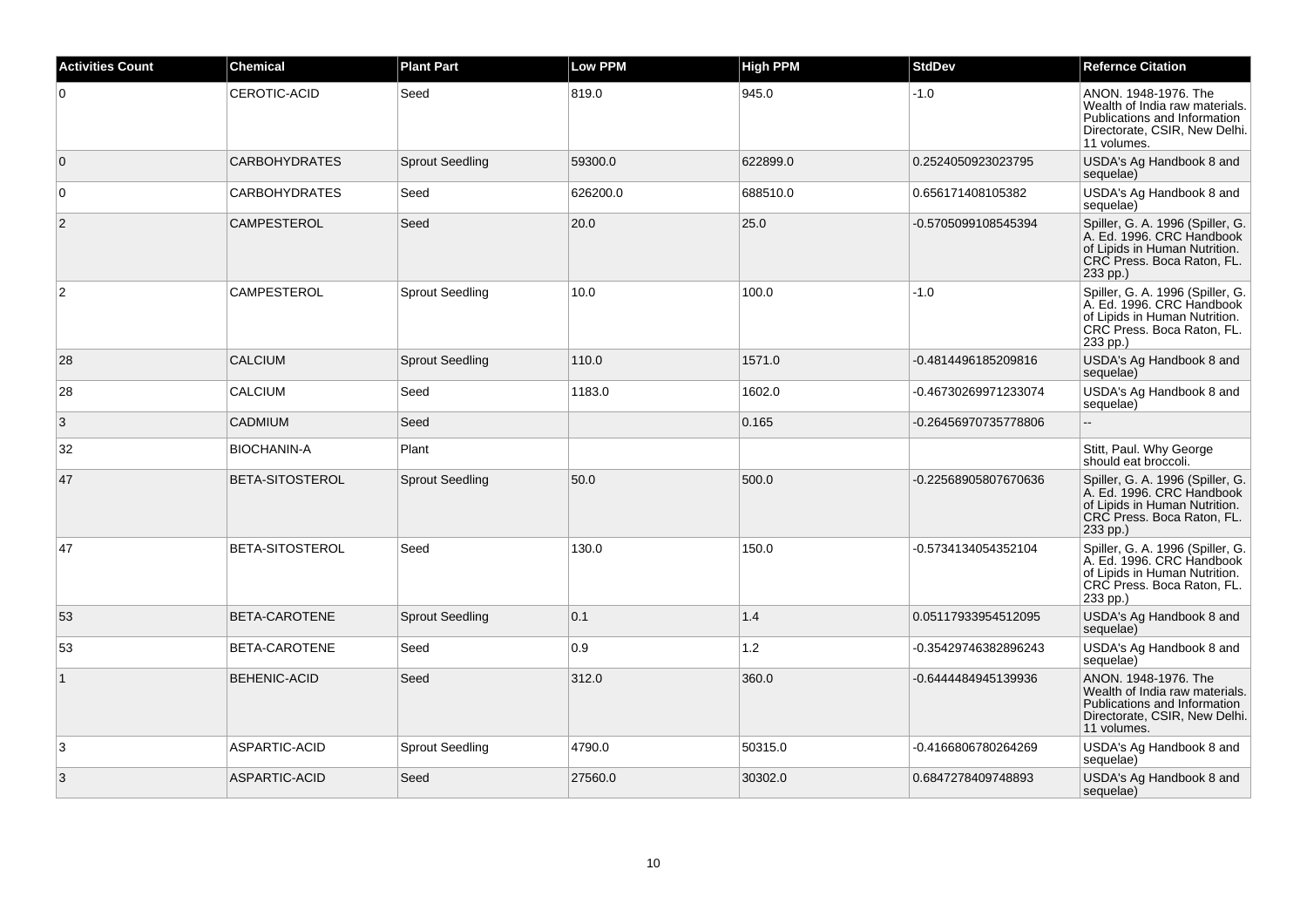| Activities Count | Chemical | Plant Part | Low PPM | High PPM | StdDev | Refernce Citation |
|---|---|---|---|---|---|---|
| 0 | CEROTIC-ACID | Seed | 819.0 | 945.0 | -1.0 | ANON. 1948-1976. The Wealth of India raw materials. Publications and Information Directorate, CSIR, New Delhi. 11 volumes. |
| 0 | CARBOHYDRATES | Sprout Seedling | 59300.0 | 622899.0 | 0.2524050923023795 | USDA's Ag Handbook 8 and sequelae) |
| 0 | CARBOHYDRATES | Seed | 626200.0 | 688510.0 | 0.656171408105382 | USDA's Ag Handbook 8 and sequelae) |
| 2 | CAMPESTEROL | Seed | 20.0 | 25.0 | -0.5705099108545394 | Spiller, G. A. 1996 (Spiller, G. A. Ed. 1996. CRC Handbook of Lipids in Human Nutrition. CRC Press. Boca Raton, FL. 233 pp.) |
| 2 | CAMPESTEROL | Sprout Seedling | 10.0 | 100.0 | -1.0 | Spiller, G. A. 1996 (Spiller, G. A. Ed. 1996. CRC Handbook of Lipids in Human Nutrition. CRC Press. Boca Raton, FL. 233 pp.) |
| 28 | CALCIUM | Sprout Seedling | 110.0 | 1571.0 | -0.4814496185209816 | USDA's Ag Handbook 8 and sequelae) |
| 28 | CALCIUM | Seed | 1183.0 | 1602.0 | -0.46730269971233074 | USDA's Ag Handbook 8 and sequelae) |
| 3 | CADMIUM | Seed | | 0.165 | -0.26456970735778806 | -- |
| 32 | BIOCHANIN-A | Plant | | | | Stitt, Paul. Why George should eat broccoli. |
| 47 | BETA-SITOSTEROL | Sprout Seedling | 50.0 | 500.0 | -0.22568905807670636 | Spiller, G. A. 1996 (Spiller, G. A. Ed. 1996. CRC Handbook of Lipids in Human Nutrition. CRC Press. Boca Raton, FL. 233 pp.) |
| 47 | BETA-SITOSTEROL | Seed | 130.0 | 150.0 | -0.5734134054352104 | Spiller, G. A. 1996 (Spiller, G. A. Ed. 1996. CRC Handbook of Lipids in Human Nutrition. CRC Press. Boca Raton, FL. 233 pp.) |
| 53 | BETA-CAROTENE | Sprout Seedling | 0.1 | 1.4 | 0.05117933954512095 | USDA's Ag Handbook 8 and sequelae) |
| 53 | BETA-CAROTENE | Seed | 0.9 | 1.2 | -0.35429746382896243 | USDA's Ag Handbook 8 and sequelae) |
| 1 | BEHENIC-ACID | Seed | 312.0 | 360.0 | -0.6444484945139936 | ANON. 1948-1976. The Wealth of India raw materials. Publications and Information Directorate, CSIR, New Delhi. 11 volumes. |
| 3 | ASPARTIC-ACID | Sprout Seedling | 4790.0 | 50315.0 | -0.4166806780264269 | USDA's Ag Handbook 8 and sequelae) |
| 3 | ASPARTIC-ACID | Seed | 27560.0 | 30302.0 | 0.6847278409748893 | USDA's Ag Handbook 8 and sequelae) |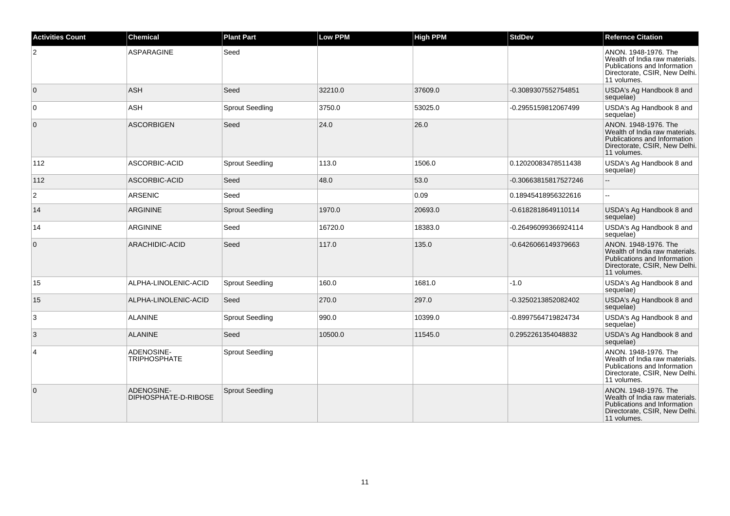| Activities Count | Chemical | Plant Part | Low PPM | High PPM | StdDev | Refernce Citation |
|---|---|---|---|---|---|---|
| 2 | ASPARAGINE | Seed | | | | ANON. 1948-1976. The Wealth of India raw materials. Publications and Information Directorate, CSIR, New Delhi. 11 volumes. |
| 0 | ASH | Seed | 32210.0 | 37609.0 | -0.3089307552754851 | USDA's Ag Handbook 8 and sequelae) |
| 0 | ASH | Sprout Seedling | 3750.0 | 53025.0 | -0.2955159812067499 | USDA's Ag Handbook 8 and sequelae) |
| 0 | ASCORBIGEN | Seed | 24.0 | 26.0 | | ANON. 1948-1976. The Wealth of India raw materials. Publications and Information Directorate, CSIR, New Delhi. 11 volumes. |
| 112 | ASCORBIC-ACID | Sprout Seedling | 113.0 | 1506.0 | 0.12020083478511438 | USDA's Ag Handbook 8 and sequelae) |
| 112 | ASCORBIC-ACID | Seed | 48.0 | 53.0 | -0.30663815817527246 | -- |
| 2 | ARSENIC | Seed | | 0.09 | 0.18945418956322616 | -- |
| 14 | ARGININE | Sprout Seedling | 1970.0 | 20693.0 | -0.6182818649110114 | USDA's Ag Handbook 8 and sequelae) |
| 14 | ARGININE | Seed | 16720.0 | 18383.0 | -0.26496099366924114 | USDA's Ag Handbook 8 and sequelae) |
| 0 | ARACHIDIC-ACID | Seed | 117.0 | 135.0 | -0.6426066149379663 | ANON. 1948-1976. The Wealth of India raw materials. Publications and Information Directorate, CSIR, New Delhi. 11 volumes. |
| 15 | ALPHA-LINOLENIC-ACID | Sprout Seedling | 160.0 | 1681.0 | -1.0 | USDA's Ag Handbook 8 and sequelae) |
| 15 | ALPHA-LINOLENIC-ACID | Seed | 270.0 | 297.0 | -0.3250213852082402 | USDA's Ag Handbook 8 and sequelae) |
| 3 | ALANINE | Sprout Seedling | 990.0 | 10399.0 | -0.8997564719824734 | USDA's Ag Handbook 8 and sequelae) |
| 3 | ALANINE | Seed | 10500.0 | 11545.0 | 0.2952261354048832 | USDA's Ag Handbook 8 and sequelae) |
| 4 | ADENOSINE-TRIPHOSPHATE | Sprout Seedling | | | | ANON. 1948-1976. The Wealth of India raw materials. Publications and Information Directorate, CSIR, New Delhi. 11 volumes. |
| 0 | ADENOSINE-DIPHOSPHATE-D-RIBOSE | Sprout Seedling | | | | ANON. 1948-1976. The Wealth of India raw materials. Publications and Information Directorate, CSIR, New Delhi. 11 volumes. |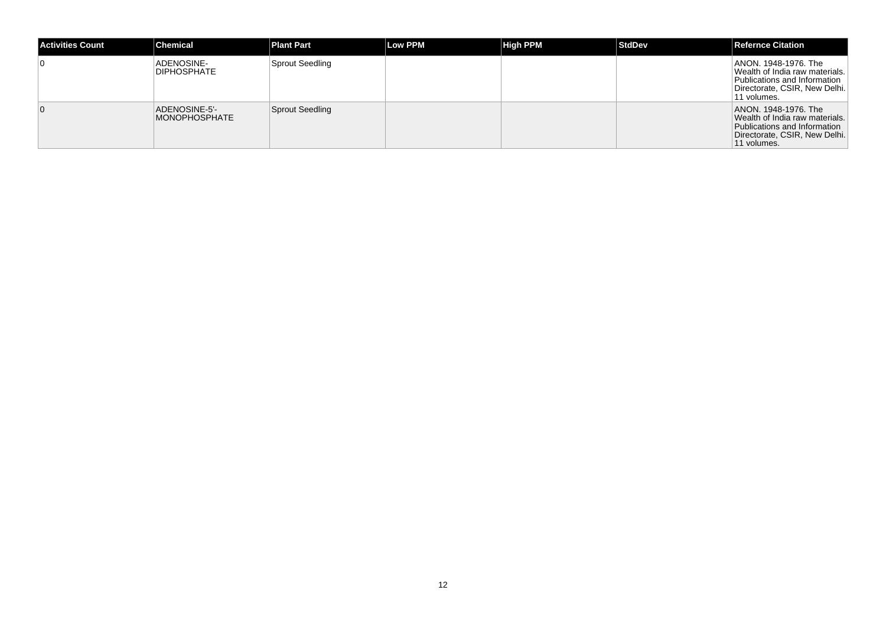| Activities Count | Chemical | Plant Part | Low PPM | High PPM | StdDev | Refernce Citation |
| --- | --- | --- | --- | --- | --- | --- |
| 0 | ADENOSINE-DIPHOSPHATE | Sprout Seedling | | | | ANON. 1948-1976. The Wealth of India raw materials. Publications and Information Directorate, CSIR, New Delhi. 11 volumes. |
| 0 | ADENOSINE-5'-MONOPHOSPHATE | Sprout Seedling | | | | ANON. 1948-1976. The Wealth of India raw materials. Publications and Information Directorate, CSIR, New Delhi. 11 volumes. |